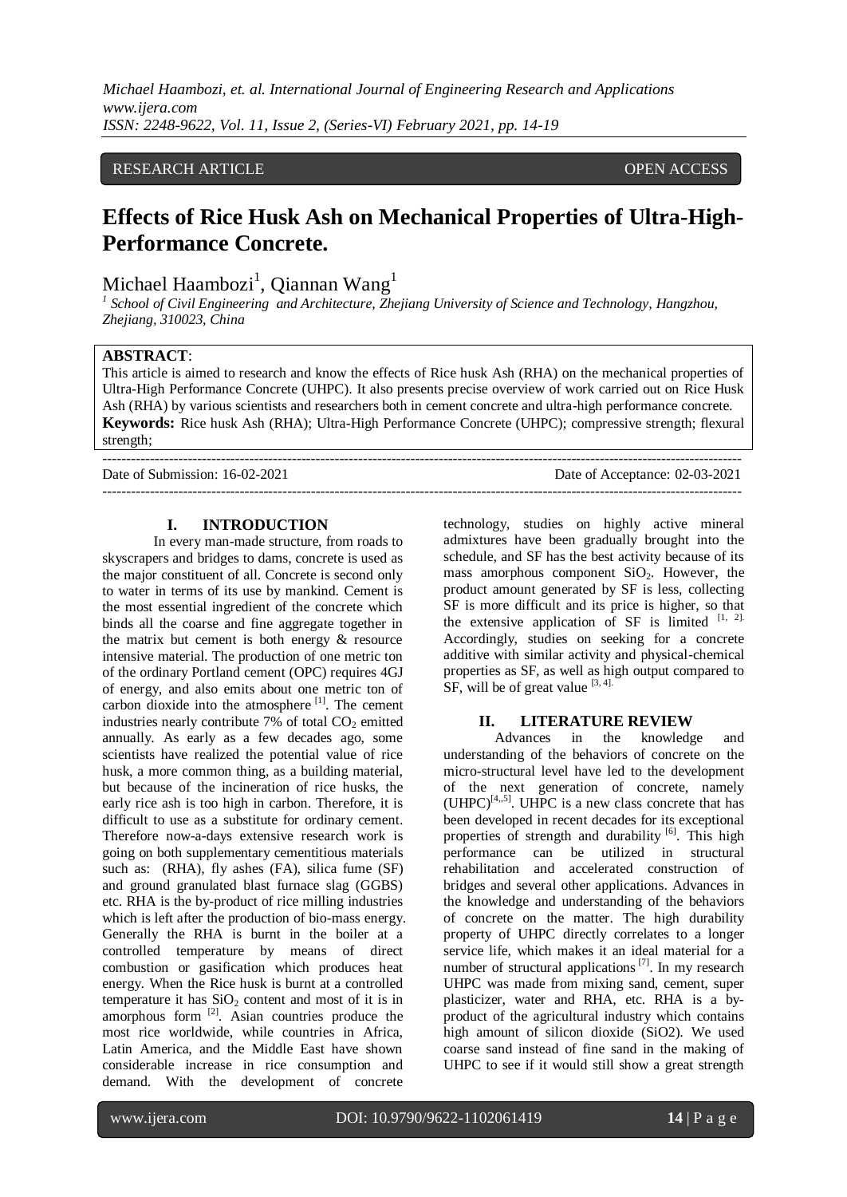RESEARCH ARTICLE OPEN ACCESS

# Effects of Rice Husk Ash on Mechanical Properties of Ultra-High-Performance Concrete.

Michael Haambozi[1], Qiannan Wang[1]

[1] School of Civil Engineering and Architecture, Zhejiang University of Science and Technology, Hangzhou, Zhejiang, 310023, China

**ABSTRACT**:

This article is aimed to research and know the effects of Rice husk Ash (RHA) on the mechanical properties of Ultra-High Performance Concrete (UHPC). It also presents precise overview of work carried out on Rice Husk Ash (RHA) by various scientists and researchers both in cement concrete and ultra-high performance concrete.

**Keywords:** Rice husk Ash (RHA); Ultra-High Performance Concrete (UHPC); compressive strength; flexural strength;

Date of Submission: 16-02-2021 Date of Acceptance: 02-03-2021

## I. INTRODUCTION

In every man-made structure, from roads to skyscrapers and bridges to dams, concrete is used as the major constituent of all. Concrete is second only to water in terms of its use by mankind. Cement is the most essential ingredient of the concrete which binds all the coarse and fine aggregate together in the matrix but cement is both energy & resource intensive material. The production of one metric ton of the ordinary Portland cement (OPC) requires 4GJ of energy, and also emits about one metric ton of carbon dioxide into the atmosphere [1]. The cement industries nearly contribute 7% of total $CO_2$ emitted annually. As early as a few decades ago, some scientists have realized the potential value of rice husk, a more common thing, as a building material, but because of the incineration of rice husks, the early rice ash is too high in carbon. Therefore, it is difficult to use as a substitute for ordinary cement. Therefore now-a-days extensive research work is going on both supplementary cementitious materials such as: (RHA), fly ashes (FA), silica fume (SF) and ground granulated blast furnace slag (GGBS) etc. RHA is the by-product of rice milling industries which is left after the production of bio-mass energy. Generally the RHA is burnt in the boiler at a controlled temperature by means of direct combustion or gasification which produces heat energy. When the Rice husk is burnt at a controlled temperature it has $SiO_2$ content and most of it is in amorphous form [2]. Asian countries produce the most rice worldwide, while countries in Africa, Latin America, and the Middle East have shown considerable increase in rice consumption and demand. With the development of concrete technology, studies on highly active mineral admixtures have been gradually brought into the schedule, and SF has the best activity because of its mass amorphous component $SiO_2$. However, the product amount generated by SF is less, collecting SF is more difficult and its price is higher, so that the extensive application of SF is limited [1, 2]. Accordingly, studies on seeking for a concrete additive with similar activity and physical-chemical properties as SF, as well as high output compared to SF, will be of great value [3, 4].

## II. LITERATURE REVIEW

Advances in the knowledge and understanding of the behaviors of concrete on the micro-structural level have led to the development of the next generation of concrete, namely (UHPC)[4,,5]. UHPC is a new class concrete that has been developed in recent decades for its exceptional properties of strength and durability [6]. This high performance can be utilized in structural rehabilitation and accelerated construction of bridges and several other applications. Advances in the knowledge and understanding of the behaviors of concrete on the matter. The high durability property of UHPC directly correlates to a longer service life, which makes it an ideal material for a number of structural applications [7]. In my research UHPC was made from mixing sand, cement, super plasticizer, water and RHA, etc. RHA is a by-product of the agricultural industry which contains high amount of silicon dioxide (SiO2). We used coarse sand instead of fine sand in the making of UHPC to see if it would still show a great strength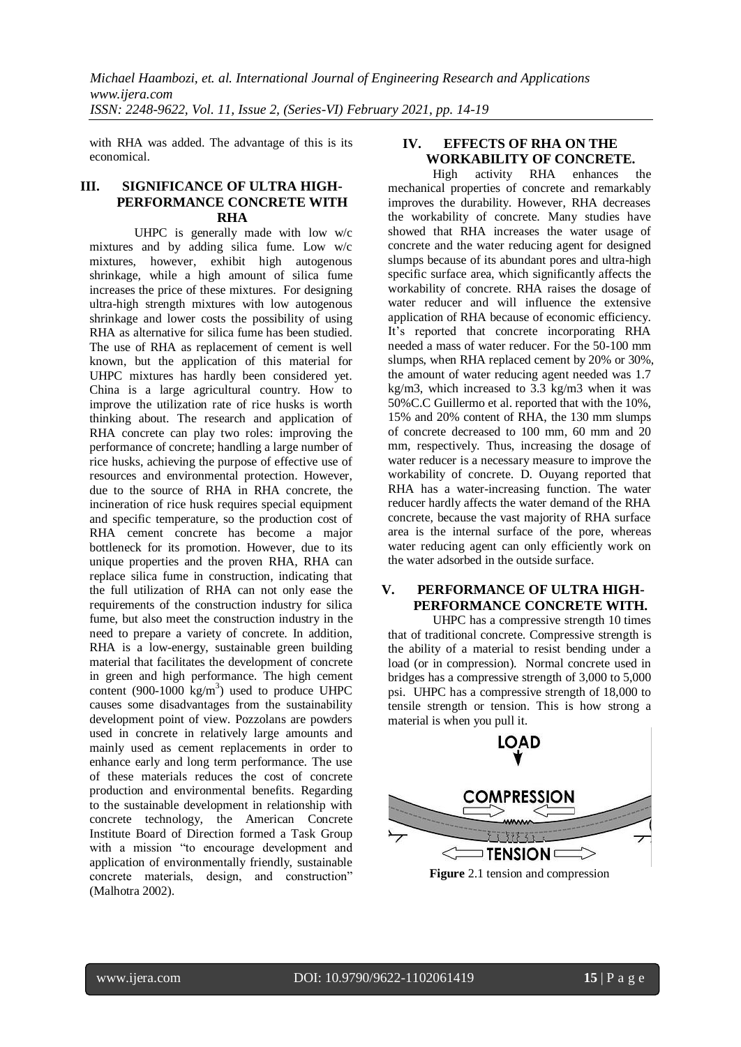with RHA was added. The advantage of this is its economical.

## III. SIGNIFICANCE OF ULTRA HIGH-PERFORMANCE CONCRETE WITH RHA

UHPC is generally made with low w/c mixtures and by adding silica fume. Low w/c mixtures, however, exhibit high autogenous shrinkage, while a high amount of silica fume increases the price of these mixtures. For designing ultra-high strength mixtures with low autogenous shrinkage and lower costs the possibility of using RHA as alternative for silica fume has been studied. The use of RHA as replacement of cement is well known, but the application of this material for UHPC mixtures has hardly been considered yet. China is a large agricultural country. How to improve the utilization rate of rice husks is worth thinking about. The research and application of RHA concrete can play two roles: improving the performance of concrete; handling a large number of rice husks, achieving the purpose of effective use of resources and environmental protection. However, due to the source of RHA in RHA concrete, the incineration of rice husk requires special equipment and specific temperature, so the production cost of RHA cement concrete has become a major bottleneck for its promotion. However, due to its unique properties and the proven RHA, RHA can replace silica fume in construction, indicating that the full utilization of RHA can not only ease the requirements of the construction industry for silica fume, but also meet the construction industry in the need to prepare a variety of concrete. In addition, RHA is a low-energy, sustainable green building material that facilitates the development of concrete in green and high performance. The high cement content (900-1000 $kg/m^3$) used to produce UHPC causes some disadvantages from the sustainability development point of view. Pozzolans are powders used in concrete in relatively large amounts and mainly used as cement replacements in order to enhance early and long term performance. The use of these materials reduces the cost of concrete production and environmental benefits. Regarding to the sustainable development in relationship with concrete technology, the American Concrete Institute Board of Direction formed a Task Group with a mission "to encourage development and application of environmentally friendly, sustainable concrete materials, design, and construction" (Malhotra 2002).

## IV. EFFECTS OF RHA ON THE WORKABILITY OF CONCRETE.

High activity RHA enhances the mechanical properties of concrete and remarkably improves the durability. However, RHA decreases the workability of concrete. Many studies have showed that RHA increases the water usage of concrete and the water reducing agent for designed slumps because of its abundant pores and ultra-high specific surface area, which significantly affects the workability of concrete. RHA raises the dosage of water reducer and will influence the extensive application of RHA because of economic efficiency. It's reported that concrete incorporating RHA needed a mass of water reducer. For the 50-100 mm slumps, when RHA replaced cement by 20% or 30%, the amount of water reducing agent needed was 1.7 kg/m3, which increased to 3.3 kg/m3 when it was 50%C.C Guillermo et al. reported that with the 10%, 15% and 20% content of RHA, the 130 mm slumps of concrete decreased to 100 mm, 60 mm and 20 mm, respectively. Thus, increasing the dosage of water reducer is a necessary measure to improve the workability of concrete. D. Ouyang reported that RHA has a water-increasing function. The water reducer hardly affects the water demand of the RHA concrete, because the vast majority of RHA surface area is the internal surface of the pore, whereas water reducing agent can only efficiently work on the water adsorbed in the outside surface.

## V. PERFORMANCE OF ULTRA HIGH-PERFORMANCE CONCRETE WITH.

UHPC has a compressive strength 10 times that of traditional concrete. Compressive strength is the ability of a material to resist bending under a load (or in compression). Normal concrete used in bridges has a compressive strength of 3,000 to 5,000 psi. UHPC has a compressive strength of 18,000 to tensile strength or tension. This is how strong a material is when you pull it.

**Figure** 2.1 tension and compression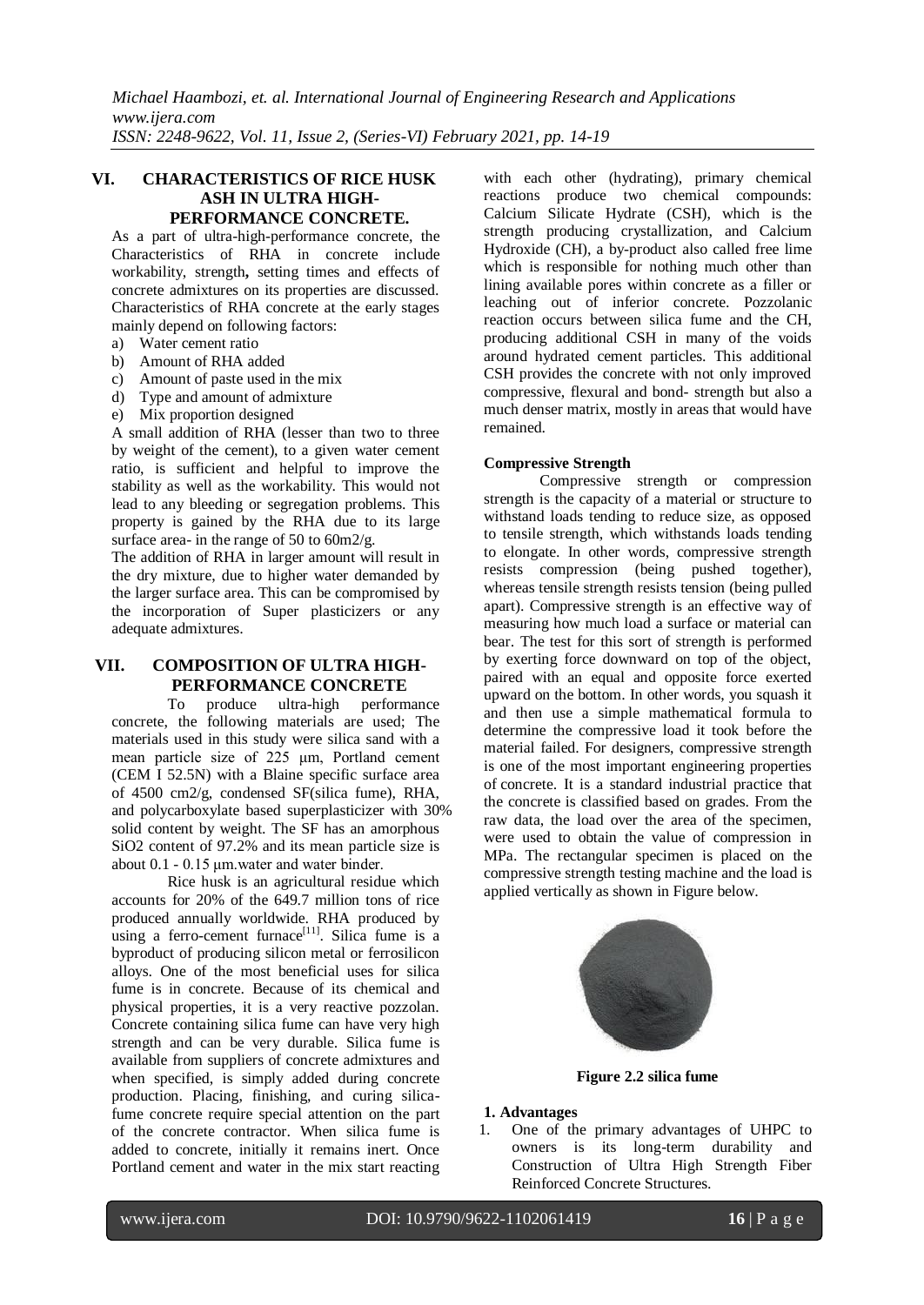## VI. CHARACTERISTICS OF RICE HUSK ASH IN ULTRA HIGH-PERFORMANCE CONCRETE.

As a part of ultra-high-performance concrete, the Characteristics of RHA in concrete include workability, strength**,** setting times and effects of concrete admixtures on its properties are discussed. Characteristics of RHA concrete at the early stages mainly depend on following factors:

a) Water cement ratio
b) Amount of RHA added
c) Amount of paste used in the mix
d) Type and amount of admixture
e) Mix proportion designed

A small addition of RHA (lesser than two to three by weight of the cement), to a given water cement ratio, is sufficient and helpful to improve the stability as well as the workability. This would not lead to any bleeding or segregation problems. This property is gained by the RHA due to its large surface area- in the range of 50 to 60m2/g.

The addition of RHA in larger amount will result in the dry mixture, due to higher water demanded by the larger surface area. This can be compromised by the incorporation of Super plasticizers or any adequate admixtures.

## VII. COMPOSITION OF ULTRA HIGH-PERFORMANCE CONCRETE

To produce ultra-high performance concrete, the following materials are used; The materials used in this study were silica sand with a mean particle size of 225 μm, Portland cement (CEM I 52.5N) with a Blaine specific surface area of 4500 cm2/g, condensed SF(silica fume), RHA, and polycarboxylate based superplasticizer with 30% solid content by weight. The SF has an amorphous SiO2 content of 97.2% and its mean particle size is about 0.1 - 0.15 μm.water and water binder.

Rice husk is an agricultural residue which accounts for 20% of the 649.7 million tons of rice produced annually worldwide. RHA produced by using a ferro-cement furnace[11]. Silica fume is a byproduct of producing silicon metal or ferrosilicon alloys. One of the most beneficial uses for silica fume is in concrete. Because of its chemical and physical properties, it is a very reactive pozzolan. Concrete containing silica fume can have very high strength and can be very durable. Silica fume is available from suppliers of concrete admixtures and when specified, is simply added during concrete production. Placing, finishing, and curing silica-fume concrete require special attention on the part of the concrete contractor. When silica fume is added to concrete, initially it remains inert. Once Portland cement and water in the mix start reacting with each other (hydrating), primary chemical reactions produce two chemical compounds: Calcium Silicate Hydrate (CSH), which is the strength producing crystallization, and Calcium Hydroxide (CH), a by-product also called free lime which is responsible for nothing much other than lining available pores within concrete as a filler or leaching out of inferior concrete. Pozzolanic reaction occurs between silica fume and the CH, producing additional CSH in many of the voids around hydrated cement particles. This additional CSH provides the concrete with not only improved compressive, flexural and bond- strength but also a much denser matrix, mostly in areas that would have remained.

**Compressive Strength**

Compressive strength or compression strength is the capacity of a material or structure to withstand loads tending to reduce size, as opposed to tensile strength, which withstands loads tending to elongate. In other words, compressive strength resists compression (being pushed together), whereas tensile strength resists tension (being pulled apart). Compressive strength is an effective way of measuring how much load a surface or material can bear. The test for this sort of strength is performed by exerting force downward on top of the object, paired with an equal and opposite force exerted upward on the bottom. In other words, you squash it and then use a simple mathematical formula to determine the compressive load it took before the material failed. For designers, compressive strength is one of the most important engineering properties of concrete. It is a standard industrial practice that the concrete is classified based on grades. From the raw data, the load over the area of the specimen, were used to obtain the value of compression in MPa. The rectangular specimen is placed on the compressive strength testing machine and the load is applied vertically as shown in Figure below.

**Figure 2.2 silica fume**

**1. Advantages**

1. One of the primary advantages of UHPC to owners is its long-term durability and Construction of Ultra High Strength Fiber Reinforced Concrete Structures.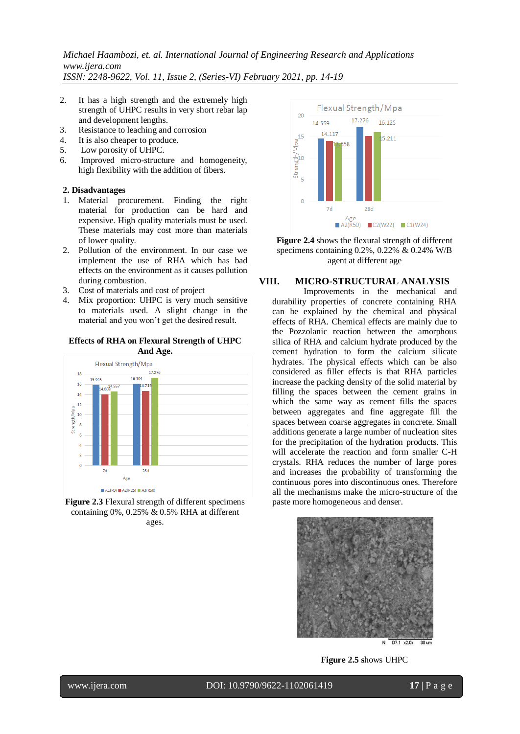2. It has a high strength and the extremely high strength of UHPC results in very short rebar lap and development lengths.
3. Resistance to leaching and corrosion
4. It is also cheaper to produce.
5. Low porosity of UHPC.
6. Improved micro-structure and homogeneity, high flexibility with the addition of fibers.

**2. Disadvantages**

1. Material procurement. Finding the right material for production can be hard and expensive. High quality materials must be used. These materials may cost more than materials of lower quality.
2. Pollution of the environment. In our case we implement the use of RHA which has bad effects on the environment as it causes pollution during combustion.
3. Cost of materials and cost of project
4. Mix proportion: UHPC is very much sensitive to materials used. A slight change in the material and you won't get the desired result.

**Effects of RHA on Flexural Strength of UHPC And Age.**

**Figure 2.3** Flexural strength of different specimens containing 0%, 0.25% & 0.5% RHA at different ages.

**Figure 2.4** shows the flexural strength of different specimens containing 0.2%, 0.22% & 0.24% W/B agent at different age

## VIII. MICRO-STRUCTURAL ANALYSIS

Improvements in the mechanical and durability properties of concrete containing RHA can be explained by the chemical and physical effects of RHA. Chemical effects are mainly due to the Pozzolanic reaction between the amorphous silica of RHA and calcium hydrate produced by the cement hydration to form the calcium silicate hydrates. The physical effects which can be also considered as filler effects is that RHA particles increase the packing density of the solid material by filling the spaces between the cement grains in which the same way as cement fills the spaces between aggregates and fine aggregate fill the spaces between coarse aggregates in concrete. Small additions generate a large number of nucleation sites for the precipitation of the hydration products. This will accelerate the reaction and form smaller C-H crystals. RHA reduces the number of large pores and increases the probability of transforming the continuous pores into discontinuous ones. Therefore all the mechanisms make the micro-structure of the paste more homogeneous and denser.

**Figure 2.5** shows UHPC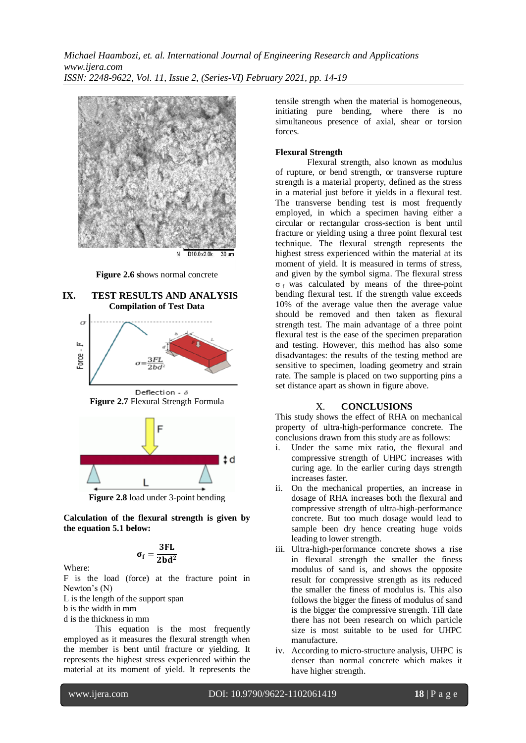Figure 2.6 shows normal concrete

## IX. TEST RESULTS AND ANALYSIS

### Compilation of Test Data

**Figure 2.7** Flexural Strength Formula

**Figure 2.8** load under 3-point bending

**Calculation of the flexural strength is given by the equation 5.1 below:**

$$\sigma_f = \frac{3FL}{2bd^2}$$

Where:

F is the load (force) at the fracture point in Newton's (N)

L is the length of the support span

b is the width in mm

d is the thickness in mm

This equation is the most frequently employed as it measures the flexural strength when the member is bent until fracture or yielding. It represents the highest stress experienced within the material at its moment of yield. It represents the tensile strength when the material is homogeneous, initiating pure bending, where there is no simultaneous presence of axial, shear or torsion forces.

**Flexural Strength**

Flexural strength, also known as modulus of rupture, or bend strength, or transverse rupture strength is a material property, defined as the stress in a material just before it yields in a flexural test. The transverse bending test is most frequently employed, in which a specimen having either a circular or rectangular cross-section is bent until fracture or yielding using a three point flexural test technique. The flexural strength represents the highest stress experienced within the material at its moment of yield. It is measured in terms of stress, and given by the symbol sigma. The flexural stress $\sigma_f$ was calculated by means of the three-point bending flexural test. If the strength value exceeds 10% of the average value then the average value should be removed and then taken as flexural strength test. The main advantage of a three point flexural test is the ease of the specimen preparation and testing. However, this method has also some disadvantages: the results of the testing method are sensitive to specimen, loading geometry and strain rate. The sample is placed on two supporting pins a set distance apart as shown in figure above.

## X. CONCLUSIONS

This study shows the effect of RHA on mechanical property of ultra-high-performance concrete. The conclusions drawn from this study are as follows:

i. Under the same mix ratio, the flexural and compressive strength of UHPC increases with curing age. In the earlier curing days strength increases faster.

ii. On the mechanical properties, an increase in dosage of RHA increases both the flexural and compressive strength of ultra-high-performance concrete. But too much dosage would lead to sample been dry hence creating huge voids leading to lower strength.

iii. Ultra-high-performance concrete shows a rise in flexural strength the smaller the finess modulus of sand is, and shows the opposite result for compressive strength as its reduced the smaller the finess of modulus is. This also follows the bigger the finess of modulus of sand is the bigger the compressive strength. Till date there has not been research on which particle size is most suitable to be used for UHPC manufacture.

iv. According to micro-structure analysis, UHPC is denser than normal concrete which makes it have higher strength.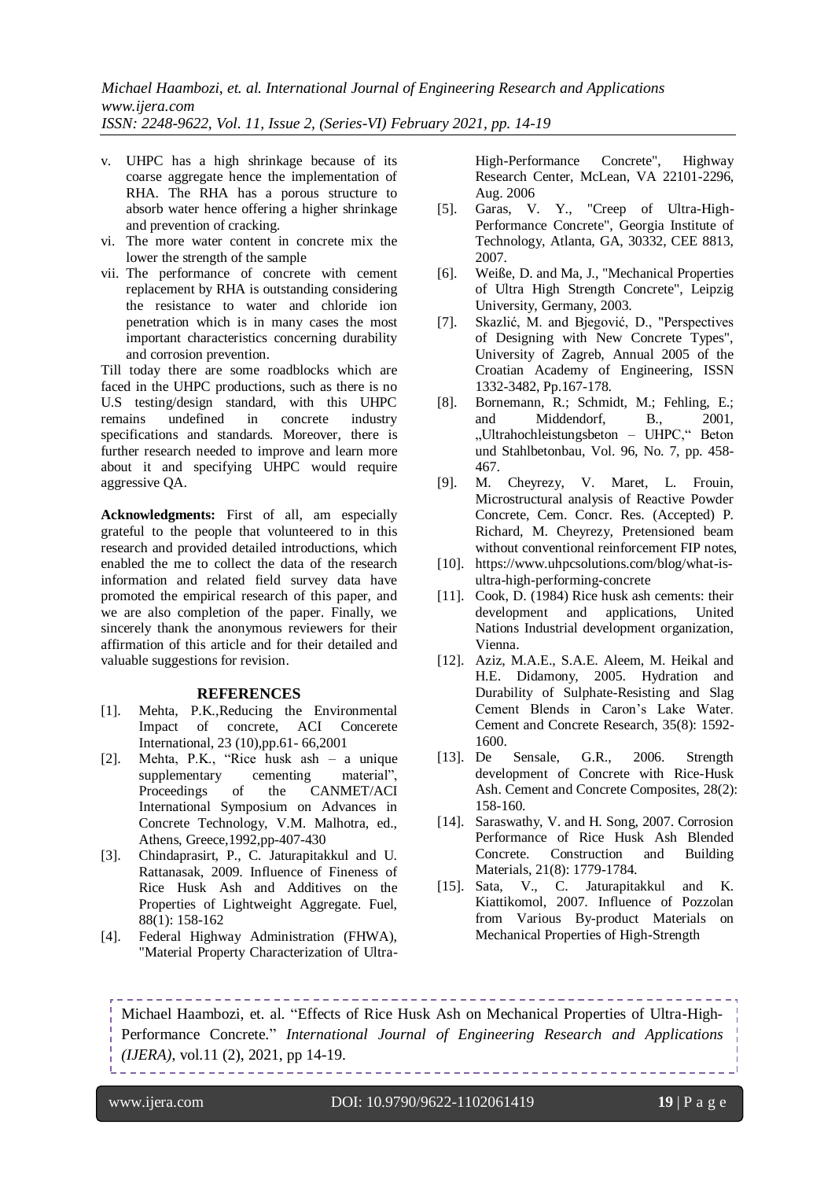v. UHPC has a high shrinkage because of its coarse aggregate hence the implementation of RHA. The RHA has a porous structure to absorb water hence offering a higher shrinkage and prevention of cracking.
vi. The more water content in concrete mix the lower the strength of the sample
vii. The performance of concrete with cement replacement by RHA is outstanding considering the resistance to water and chloride ion penetration which is in many cases the most important characteristics concerning durability and corrosion prevention.

Till today there are some roadblocks which are faced in the UHPC productions, such as there is no U.S testing/design standard, with this UHPC remains undefined in concrete industry specifications and standards. Moreover, there is further research needed to improve and learn more about it and specifying UHPC would require aggressive QA.

**Acknowledgments:** First of all, am especially grateful to the people that volunteered to in this research and provided detailed introductions, which enabled the me to collect the data of the research information and related field survey data have promoted the empirical research of this paper, and we are also completion of the paper. Finally, we sincerely thank the anonymous reviewers for their affirmation of this article and for their detailed and valuable suggestions for revision.

## REFERENCES

[1]. Mehta, P.K.,Reducing the Environmental Impact of concrete, ACI Concerete International, 23 (10),pp.61- 66,2001

[2]. Mehta, P.K., "Rice husk ash – a unique supplementary cementing material", Proceedings of the CANMET/ACI International Symposium on Advances in Concrete Technology, V.M. Malhotra, ed., Athens, Greece,1992,pp-407-430

[3]. Chindaprasirt, P., C. Jaturapitakkul and U. Rattanasak, 2009. Influence of Fineness of Rice Husk Ash and Additives on the Properties of Lightweight Aggregate. Fuel, 88(1): 158-162

[4]. Federal Highway Administration (FHWA), "Material Property Characterization of Ultra-High-Performance Concrete", Highway Research Center, McLean, VA 22101-2296, Aug. 2006

[5]. Garas, V. Y., "Creep of Ultra-High-Performance Concrete", Georgia Institute of Technology, Atlanta, GA, 30332, CEE 8813, 2007.

[6]. Weiße, D. and Ma, J., "Mechanical Properties of Ultra High Strength Concrete", Leipzig University, Germany, 2003.

[7]. Skazlić, M. and Bjegović, D., "Perspectives of Designing with New Concrete Types", University of Zagreb, Annual 2005 of the Croatian Academy of Engineering, ISSN 1332-3482, Pp.167-178.

[8]. Bornemann, R.; Schmidt, M.; Fehling, E.; and Middendorf, B., 2001, „Ultrahochleistungsbeton – UHPC," Beton und Stahlbetonbau, Vol. 96, No. 7, pp. 458-467.

[9]. M. Cheyrezy, V. Maret, L. Frouin, Microstructural analysis of Reactive Powder Concrete, Cem. Concr. Res. (Accepted) P. Richard, M. Cheyrezy, Pretensioned beam without conventional reinforcement FIP notes,

[10]. https://www.uhpcsolutions.com/blog/what-is-ultra-high-performing-concrete

[11]. Cook, D. (1984) Rice husk ash cements: their development and applications, United Nations Industrial development organization, Vienna.

[12]. Aziz, M.A.E., S.A.E. Aleem, M. Heikal and H.E. Didamony, 2005. Hydration and Durability of Sulphate-Resisting and Slag Cement Blends in Caron's Lake Water. Cement and Concrete Research, 35(8): 1592-1600.

[13]. De Sensale, G.R., 2006. Strength development of Concrete with Rice-Husk Ash. Cement and Concrete Composites, 28(2): 158-160.

[14]. Saraswathy, V. and H. Song, 2007. Corrosion Performance of Rice Husk Ash Blended Concrete. Construction and Building Materials, 21(8): 1779-1784.

[15]. Sata, V., C. Jaturapitakkul and K. Kiattikomol, 2007. Influence of Pozzolan from Various By-product Materials on Mechanical Properties of High-Strength

Michael Haambozi, et. al. "Effects of Rice Husk Ash on Mechanical Properties of Ultra-High-Performance Concrete." *International Journal of Engineering Research and Applications (IJERA)*, vol.11 (2), 2021, pp 14-19.